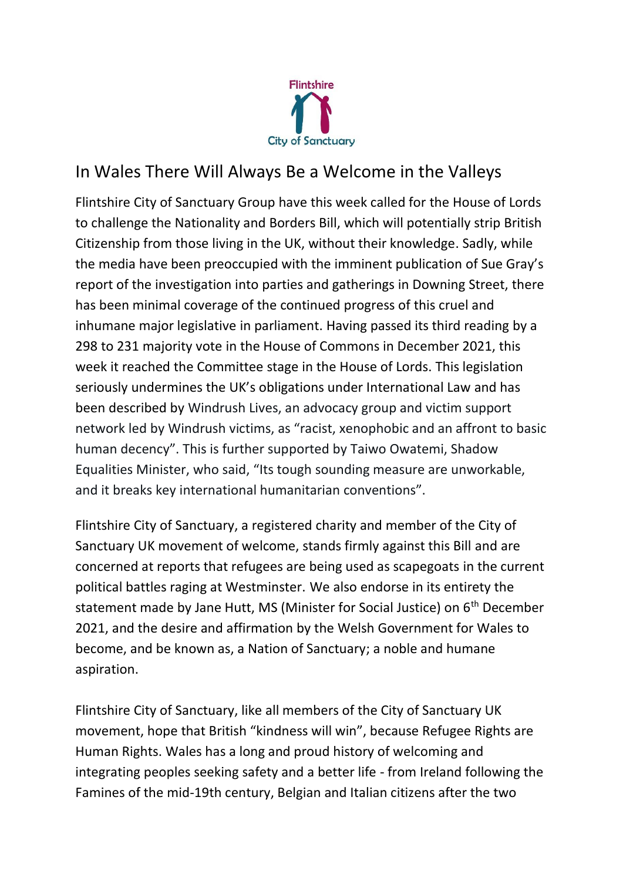Flintshire City of Sanctuary

# In Wales There Will Always Be a Welcome in the Valleys

Flintshire City of Sanctuary Group have this week called for the House of Lords to challenge the Nationality and Borders Bill, which will potentially strip British Citizenship from those living in the UK, without their knowledge. Sadly, while the media have been preoccupied with the imminent publication of Sue Gray's report of the investigation into parties and gatherings in Downing Street, there has been minimal coverage of the continued progress of this cruel and inhumane major legislative in parliament. Having passed its third reading by a 298 to 231 majority vote in the House of Commons in December 2021, this week it reached the Committee stage in the House of Lords. This legislation seriously undermines the UK's obligations under International Law and has been described by Windrush Lives, an advocacy group and victim support network led by Windrush victims, as "racist, xenophobic and an affront to basic human decency". This is further supported by Taiwo Owatemi, Shadow Equalities Minister, who said, "Its tough sounding measure are unworkable, and it breaks key international humanitarian conventions".

Flintshire City of Sanctuary, a registered charity and member of the City of Sanctuary UK movement of welcome, stands firmly against this Bill and are concerned at reports that refugees are being used as scapegoats in the current political battles raging at Westminster. We also endorse in its entirety the statement made by Jane Hutt, MS (Minister for Social Justice) on 6th December 2021, and the desire and affirmation by the Welsh Government for Wales to become, and be known as, a Nation of Sanctuary; a noble and humane aspiration.

Flintshire City of Sanctuary, like all members of the City of Sanctuary UK movement, hope that British "kindness will win", because Refugee Rights are Human Rights. Wales has a long and proud history of welcoming and integrating peoples seeking safety and a better life - from Ireland following the Famines of the mid-19th century, Belgian and Italian citizens after the two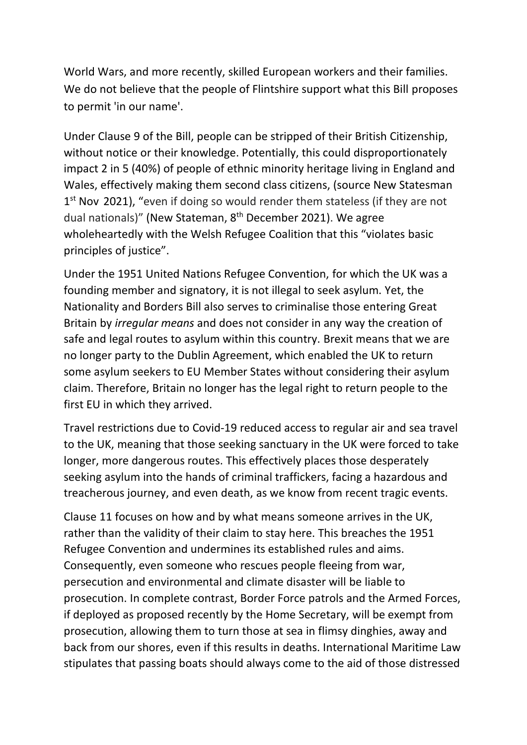World Wars, and more recently, skilled European workers and their families. We do not believe that the people of Flintshire support what this Bill proposes to permit 'in our name'.

Under Clause 9 of the Bill, people can be stripped of their British Citizenship, without notice or their knowledge. Potentially, this could disproportionately impact 2 in 5 (40%) of people of ethnic minority heritage living in England and Wales, effectively making them second class citizens, (source New Statesman 1st Nov 2021), "even if doing so would render them stateless (if they are not dual nationals)" (New Stateman, 8th December 2021). We agree wholeheartedly with the Welsh Refugee Coalition that this "violates basic principles of justice".

Under the 1951 United Nations Refugee Convention, for which the UK was a founding member and signatory, it is not illegal to seek asylum. Yet, the Nationality and Borders Bill also serves to criminalise those entering Great Britain by *irregular means* and does not consider in any way the creation of safe and legal routes to asylum within this country. Brexit means that we are no longer party to the Dublin Agreement, which enabled the UK to return some asylum seekers to EU Member States without considering their asylum claim. Therefore, Britain no longer has the legal right to return people to the first EU in which they arrived.

Travel restrictions due to Covid-19 reduced access to regular air and sea travel to the UK, meaning that those seeking sanctuary in the UK were forced to take longer, more dangerous routes. This effectively places those desperately seeking asylum into the hands of criminal traffickers, facing a hazardous and treacherous journey, and even death, as we know from recent tragic events.

Clause 11 focuses on how and by what means someone arrives in the UK, rather than the validity of their claim to stay here. This breaches the 1951 Refugee Convention and undermines its established rules and aims. Consequently, even someone who rescues people fleeing from war, persecution and environmental and climate disaster will be liable to prosecution. In complete contrast, Border Force patrols and the Armed Forces, if deployed as proposed recently by the Home Secretary, will be exempt from prosecution, allowing them to turn those at sea in flimsy dinghies, away and back from our shores, even if this results in deaths. International Maritime Law stipulates that passing boats should always come to the aid of those distressed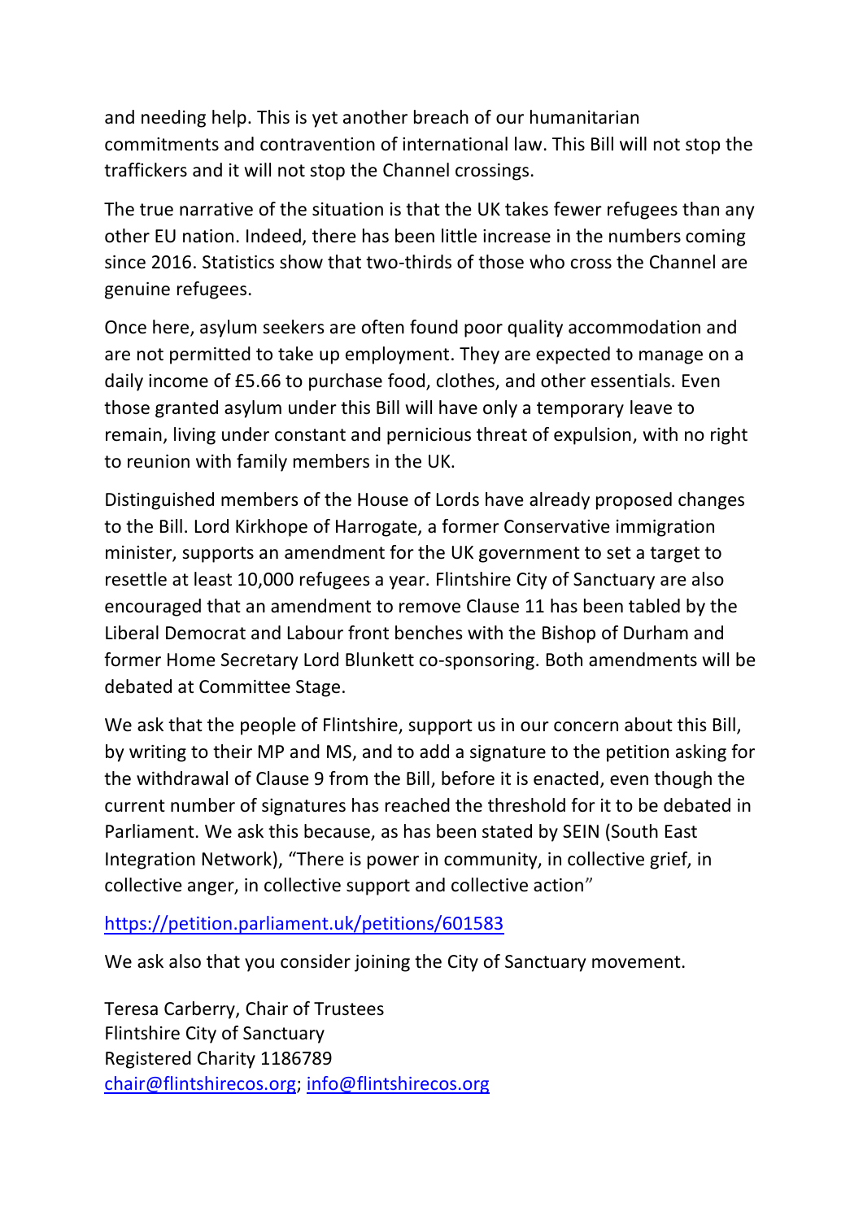and needing help. This is yet another breach of our humanitarian commitments and contravention of international law. This Bill will not stop the traffickers and it will not stop the Channel crossings.

The true narrative of the situation is that the UK takes fewer refugees than any other EU nation. Indeed, there has been little increase in the numbers coming since 2016. Statistics show that two-thirds of those who cross the Channel are genuine refugees.

Once here, asylum seekers are often found poor quality accommodation and are not permitted to take up employment. They are expected to manage on a daily income of £5.66 to purchase food, clothes, and other essentials. Even those granted asylum under this Bill will have only a temporary leave to remain, living under constant and pernicious threat of expulsion, with no right to reunion with family members in the UK.

Distinguished members of the House of Lords have already proposed changes to the Bill. Lord Kirkhope of Harrogate, a former Conservative immigration minister, supports an amendment for the UK government to set a target to resettle at least 10,000 refugees a year. Flintshire City of Sanctuary are also encouraged that an amendment to remove Clause 11 has been tabled by the Liberal Democrat and Labour front benches with the Bishop of Durham and former Home Secretary Lord Blunkett co-sponsoring. Both amendments will be debated at Committee Stage.

We ask that the people of Flintshire, support us in our concern about this Bill, by writing to their MP and MS, and to add a signature to the petition asking for the withdrawal of Clause 9 from the Bill, before it is enacted, even though the current number of signatures has reached the threshold for it to be debated in Parliament. We ask this because, as has been stated by SEIN (South East Integration Network), "There is power in community, in collective grief, in collective anger, in collective support and collective action"

https://petition.parliament.uk/petitions/601583

We ask also that you consider joining the City of Sanctuary movement.

Teresa Carberry, Chair of Trustees
Flintshire City of Sanctuary
Registered Charity 1186789
chair@flintshirecos.org; info@flintshirecos.org